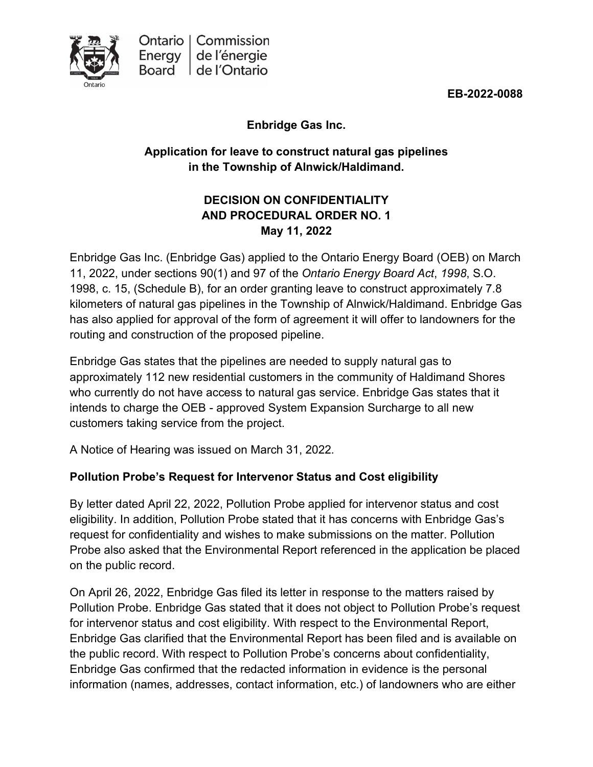**EB-2022-0088**

**Enbridge Gas Inc.**

**Application for leave to construct natural gas pipelines in the Township of Alnwick/Haldimand.**

**DECISION ON CONFIDENTIALITY AND PROCEDURAL ORDER NO. 1**
**May 11, 2022**

Enbridge Gas Inc. (Enbridge Gas) applied to the Ontario Energy Board (OEB) on March 11, 2022, under sections 90(1) and 97 of the *Ontario Energy Board Act*, *1998*, S.O. 1998, c. 15, (Schedule B), for an order granting leave to construct approximately 7.8 kilometers of natural gas pipelines in the Township of Alnwick/Haldimand. Enbridge Gas has also applied for approval of the form of agreement it will offer to landowners for the routing and construction of the proposed pipeline.

Enbridge Gas states that the pipelines are needed to supply natural gas to approximately 112 new residential customers in the community of Haldimand Shores who currently do not have access to natural gas service. Enbridge Gas states that it intends to charge the OEB - approved System Expansion Surcharge to all new customers taking service from the project.

A Notice of Hearing was issued on March 31, 2022.

## Pollution Probe's Request for Intervenor Status and Cost eligibility

By letter dated April 22, 2022, Pollution Probe applied for intervenor status and cost eligibility. In addition, Pollution Probe stated that it has concerns with Enbridge Gas's request for confidentiality and wishes to make submissions on the matter. Pollution Probe also asked that the Environmental Report referenced in the application be placed on the public record.

On April 26, 2022, Enbridge Gas filed its letter in response to the matters raised by Pollution Probe. Enbridge Gas stated that it does not object to Pollution Probe's request for intervenor status and cost eligibility. With respect to the Environmental Report, Enbridge Gas clarified that the Environmental Report has been filed and is available on the public record. With respect to Pollution Probe's concerns about confidentiality, Enbridge Gas confirmed that the redacted information in evidence is the personal information (names, addresses, contact information, etc.) of landowners who are either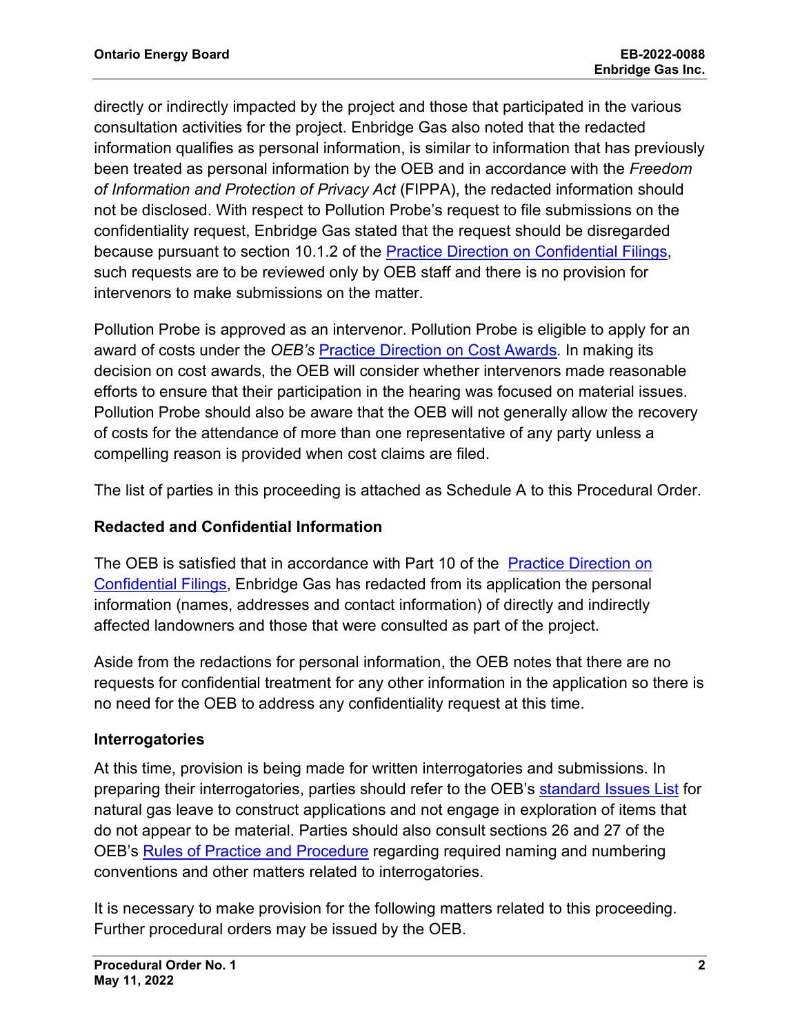directly or indirectly impacted by the project and those that participated in the various consultation activities for the project. Enbridge Gas also noted that the redacted information qualifies as personal information, is similar to information that has previously been treated as personal information by the OEB and in accordance with the *Freedom of Information and Protection of Privacy Act* (FIPPA), the redacted information should not be disclosed. With respect to Pollution Probe's request to file submissions on the confidentiality request, Enbridge Gas stated that the request should be disregarded because pursuant to section 10.1.2 of the Practice Direction on Confidential Filings, such requests are to be reviewed only by OEB staff and there is no provision for intervenors to make submissions on the matter.

Pollution Probe is approved as an intervenor. Pollution Probe is eligible to apply for an award of costs under the *OEB's* Practice Direction on Cost Awards*.* In making its decision on cost awards, the OEB will consider whether intervenors made reasonable efforts to ensure that their participation in the hearing was focused on material issues. Pollution Probe should also be aware that the OEB will not generally allow the recovery of costs for the attendance of more than one representative of any party unless a compelling reason is provided when cost claims are filed.

The list of parties in this proceeding is attached as Schedule A to this Procedural Order.

### Redacted and Confidential Information

The OEB is satisfied that in accordance with Part 10 of the Practice Direction on Confidential Filings, Enbridge Gas has redacted from its application the personal information (names, addresses and contact information) of directly and indirectly affected landowners and those that were consulted as part of the project.

Aside from the redactions for personal information, the OEB notes that there are no requests for confidential treatment for any other information in the application so there is no need for the OEB to address any confidentiality request at this time.

### Interrogatories

At this time, provision is being made for written interrogatories and submissions. In preparing their interrogatories, parties should refer to the OEB's standard Issues List for natural gas leave to construct applications and not engage in exploration of items that do not appear to be material. Parties should also consult sections 26 and 27 of the OEB's Rules of Practice and Procedure regarding required naming and numbering conventions and other matters related to interrogatories.

It is necessary to make provision for the following matters related to this proceeding. Further procedural orders may be issued by the OEB.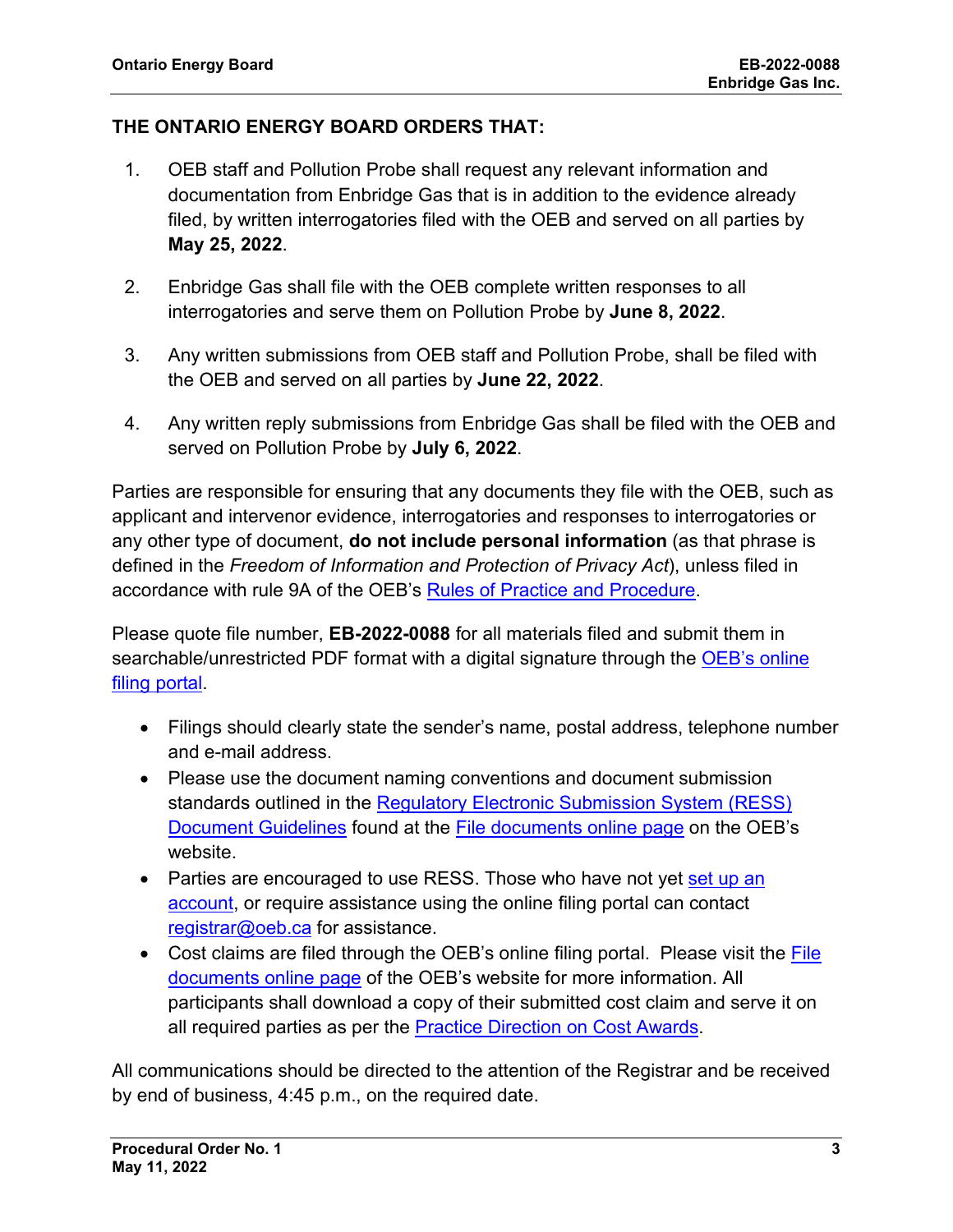**THE ONTARIO ENERGY BOARD ORDERS THAT:**

1. OEB staff and Pollution Probe shall request any relevant information and documentation from Enbridge Gas that is in addition to the evidence already filed, by written interrogatories filed with the OEB and served on all parties by **May 25, 2022**.

2. Enbridge Gas shall file with the OEB complete written responses to all interrogatories and serve them on Pollution Probe by **June 8, 2022**.

3. Any written submissions from OEB staff and Pollution Probe, shall be filed with the OEB and served on all parties by **June 22, 2022**.

4. Any written reply submissions from Enbridge Gas shall be filed with the OEB and served on Pollution Probe by **July 6, 2022**.

Parties are responsible for ensuring that any documents they file with the OEB, such as applicant and intervenor evidence, interrogatories and responses to interrogatories or any other type of document, **do not include personal information** (as that phrase is defined in the *Freedom of Information and Protection of Privacy Act*), unless filed in accordance with rule 9A of the OEB's Rules of Practice and Procedure.

Please quote file number, **EB-2022-0088** for all materials filed and submit them in searchable/unrestricted PDF format with a digital signature through the OEB's online filing portal.

- Filings should clearly state the sender's name, postal address, telephone number and e-mail address.
- Please use the document naming conventions and document submission standards outlined in the Regulatory Electronic Submission System (RESS) Document Guidelines found at the File documents online page on the OEB's website.
- Parties are encouraged to use RESS. Those who have not yet set up an account, or require assistance using the online filing portal can contact registrar@oeb.ca for assistance.
- Cost claims are filed through the OEB's online filing portal. Please visit the File documents online page of the OEB's website for more information. All participants shall download a copy of their submitted cost claim and serve it on all required parties as per the Practice Direction on Cost Awards.

All communications should be directed to the attention of the Registrar and be received by end of business, 4:45 p.m., on the required date.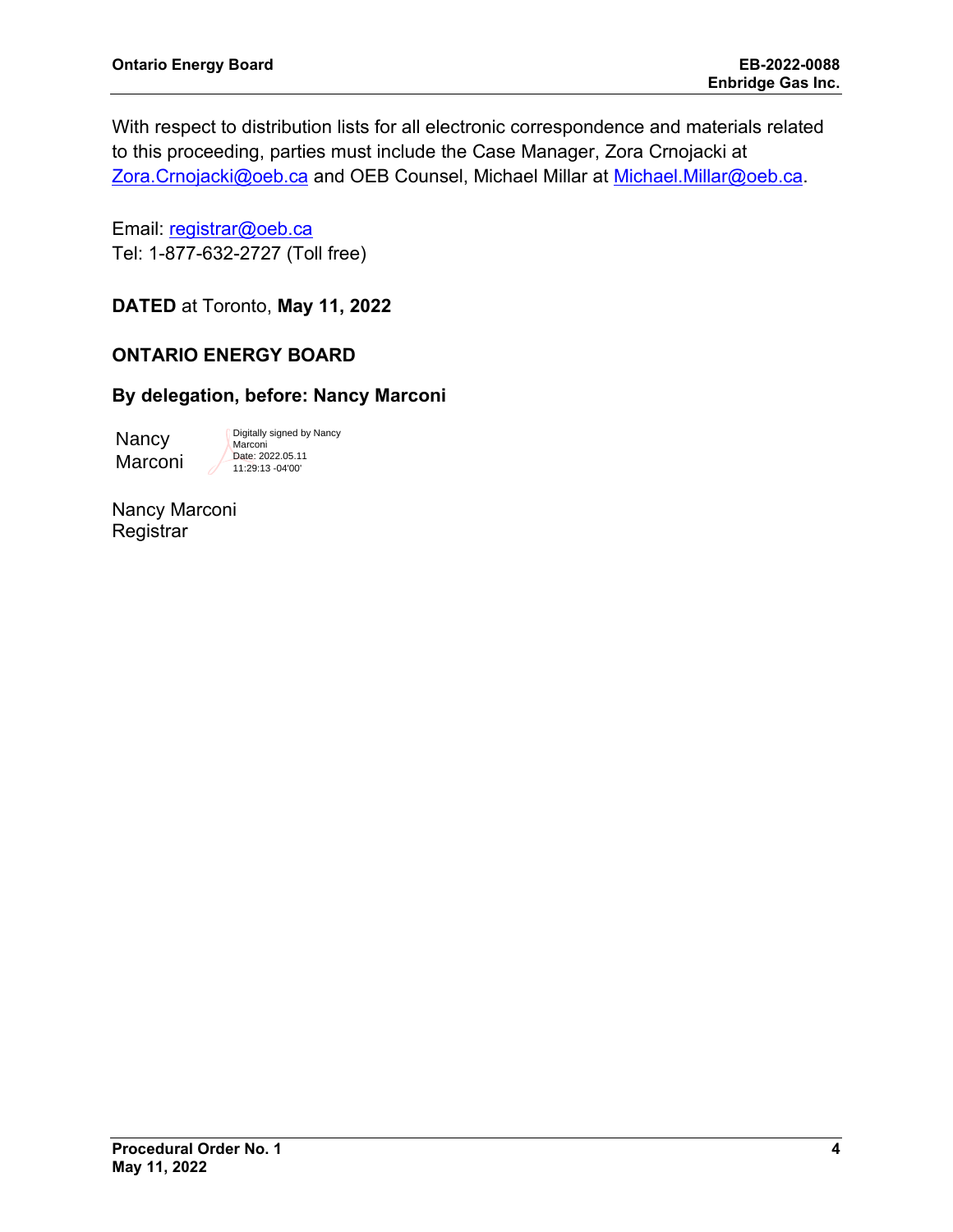With respect to distribution lists for all electronic correspondence and materials related to this proceeding, parties must include the Case Manager, Zora Crnojacki at Zora.Crnojacki@oeb.ca and OEB Counsel, Michael Millar at Michael.Millar@oeb.ca.

Email: registrar@oeb.ca
Tel: 1-877-632-2727 (Toll free)

**DATED** at Toronto, **May 11, 2022**

**ONTARIO ENERGY BOARD**

**By delegation, before: Nancy Marconi**

Nancy Marconi
Digitally signed by Nancy Marconi
Date: 2022.05.11 11:29:13 -04'00'

Nancy Marconi
Registrar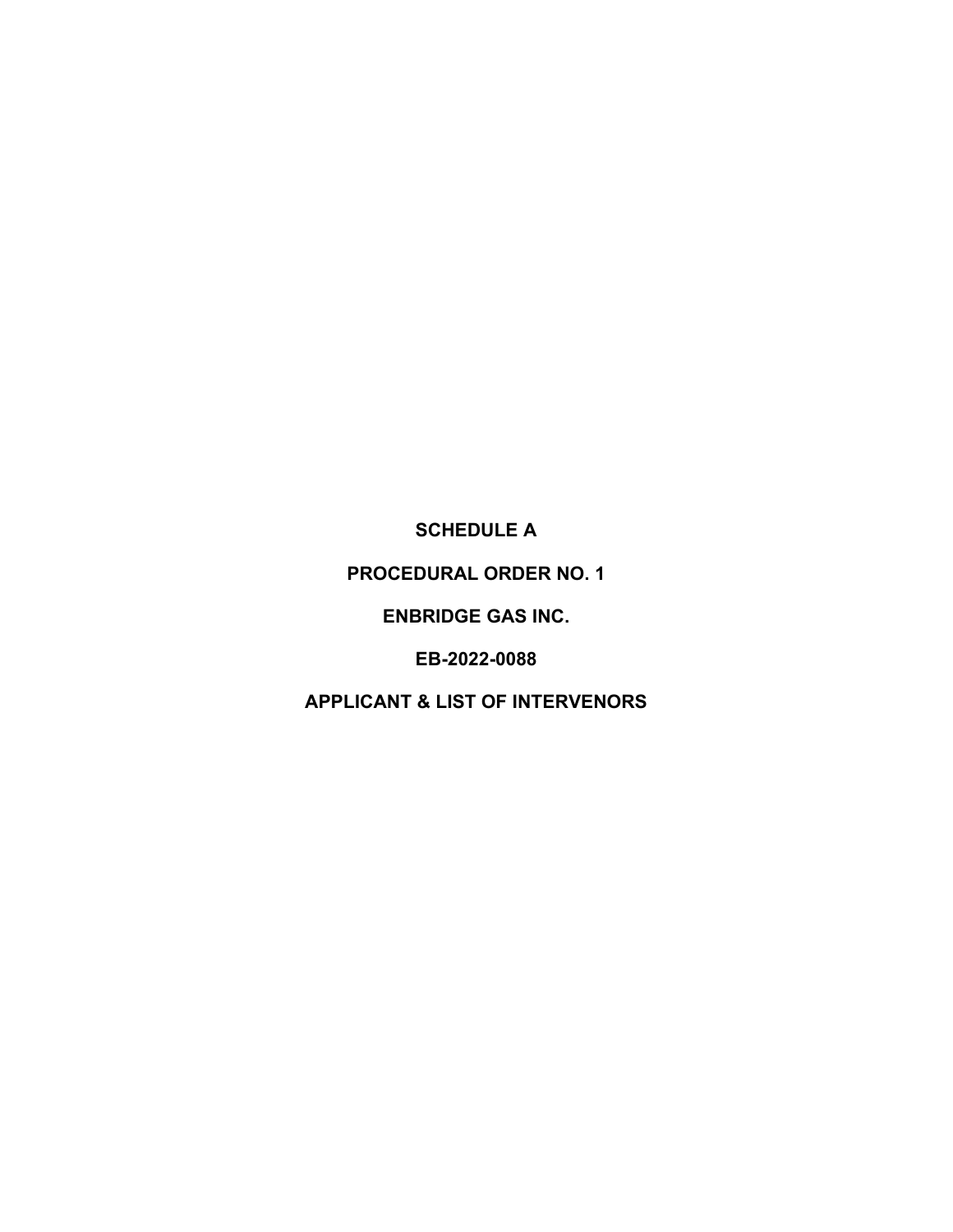**SCHEDULE A**

**PROCEDURAL ORDER NO. 1**

**ENBRIDGE GAS INC.**

**EB-2022-0088**

**APPLICANT & LIST OF INTERVENORS**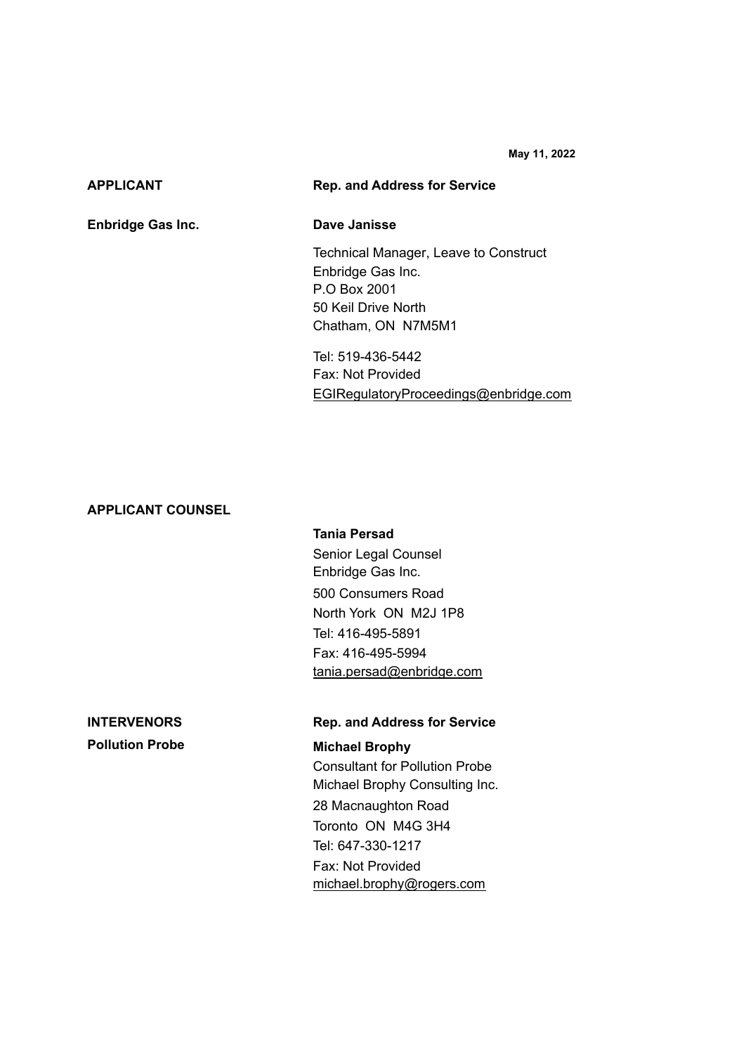**May 11, 2022**

| | |
|---|---|
| **APPLICANT** | **Rep. and Address for Service** |
| **Enbridge Gas Inc.** | **Dave Janisse**<br>Technical Manager, Leave to Construct<br>Enbridge Gas Inc.<br>P.O Box 2001<br>50 Keil Drive North<br>Chatham, ON N7M5M1<br><br>Tel: 519-436-5442<br>Fax: Not Provided<br>EGIRegulatoryProceedings@enbridge.com |
| **APPLICANT COUNSEL** | |
| | **Tania Persad**<br>Senior Legal Counsel<br>Enbridge Gas Inc.<br>500 Consumers Road<br>North York ON M2J 1P8<br>Tel: 416-495-5891<br>Fax: 416-495-5994<br>tania.persad@enbridge.com |
| **INTERVENORS** | **Rep. and Address for Service** |
| **Pollution Probe** | **Michael Brophy**<br>Consultant for Pollution Probe<br>Michael Brophy Consulting Inc.<br>28 Macnaughton Road<br>Toronto ON M4G 3H4<br>Tel: 647-330-1217<br>Fax: Not Provided<br>michael.brophy@rogers.com |